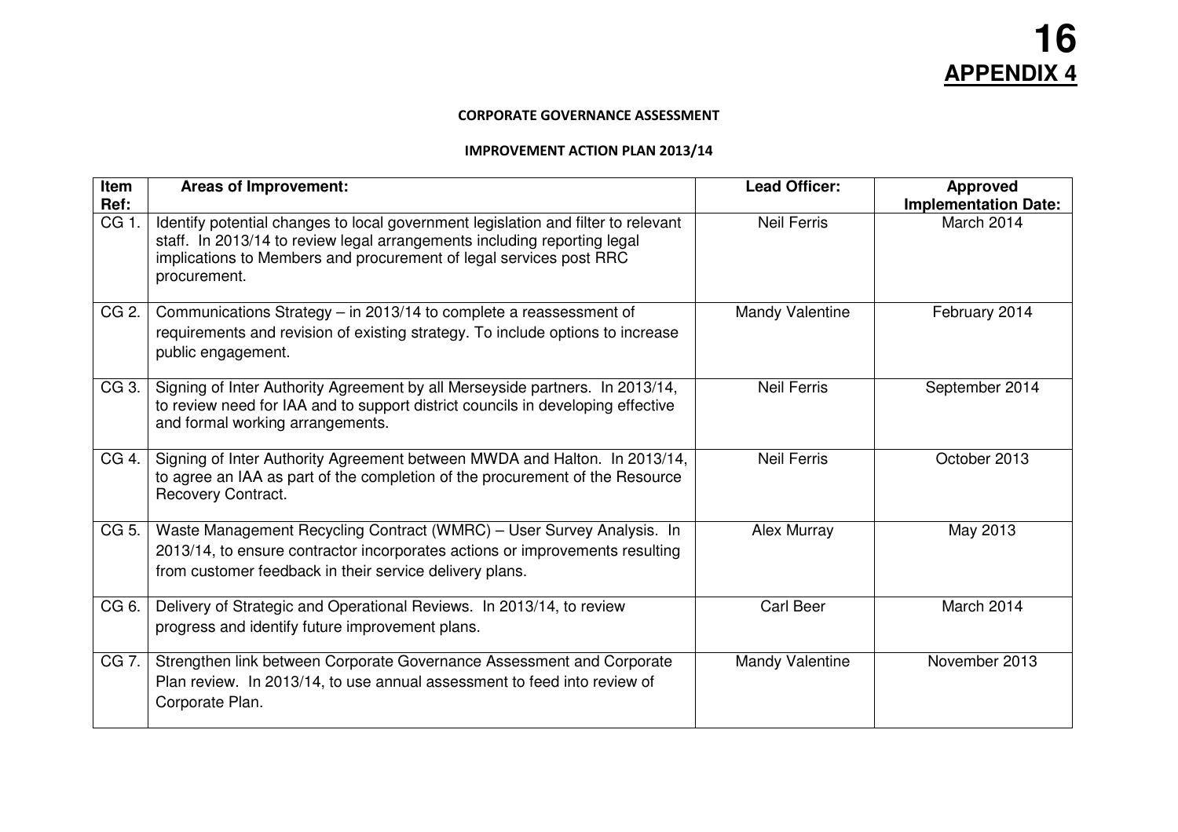**16**

**APPENDIX 4**

**CORPORATE GOVERNANCE ASSESSMENT**

**IMPROVEMENT ACTION PLAN 2013/14**

| Item Ref: | Areas of Improvement: | Lead Officer: | Approved Implementation Date: |
|---|---|---|---|
| CG 1. | Identify potential changes to local government legislation and filter to relevant staff. In 2013/14 to review legal arrangements including reporting legal implications to Members and procurement of legal services post RRC procurement. | Neil Ferris | March 2014 |
| CG 2. | Communications Strategy – in 2013/14 to complete a reassessment of requirements and revision of existing strategy. To include options to increase public engagement. | Mandy Valentine | February 2014 |
| CG 3. | Signing of Inter Authority Agreement by all Merseyside partners. In 2013/14, to review need for IAA and to support district councils in developing effective and formal working arrangements. | Neil Ferris | September 2014 |
| CG 4. | Signing of Inter Authority Agreement between MWDA and Halton. In 2013/14, to agree an IAA as part of the completion of the procurement of the Resource Recovery Contract. | Neil Ferris | October 2013 |
| CG 5. | Waste Management Recycling Contract (WMRC) – User Survey Analysis. In 2013/14, to ensure contractor incorporates actions or improvements resulting from customer feedback in their service delivery plans. | Alex Murray | May 2013 |
| CG 6. | Delivery of Strategic and Operational Reviews. In 2013/14, to review progress and identify future improvement plans. | Carl Beer | March 2014 |
| CG 7. | Strengthen link between Corporate Governance Assessment and Corporate Plan review. In 2013/14, to use annual assessment to feed into review of Corporate Plan. | Mandy Valentine | November 2013 |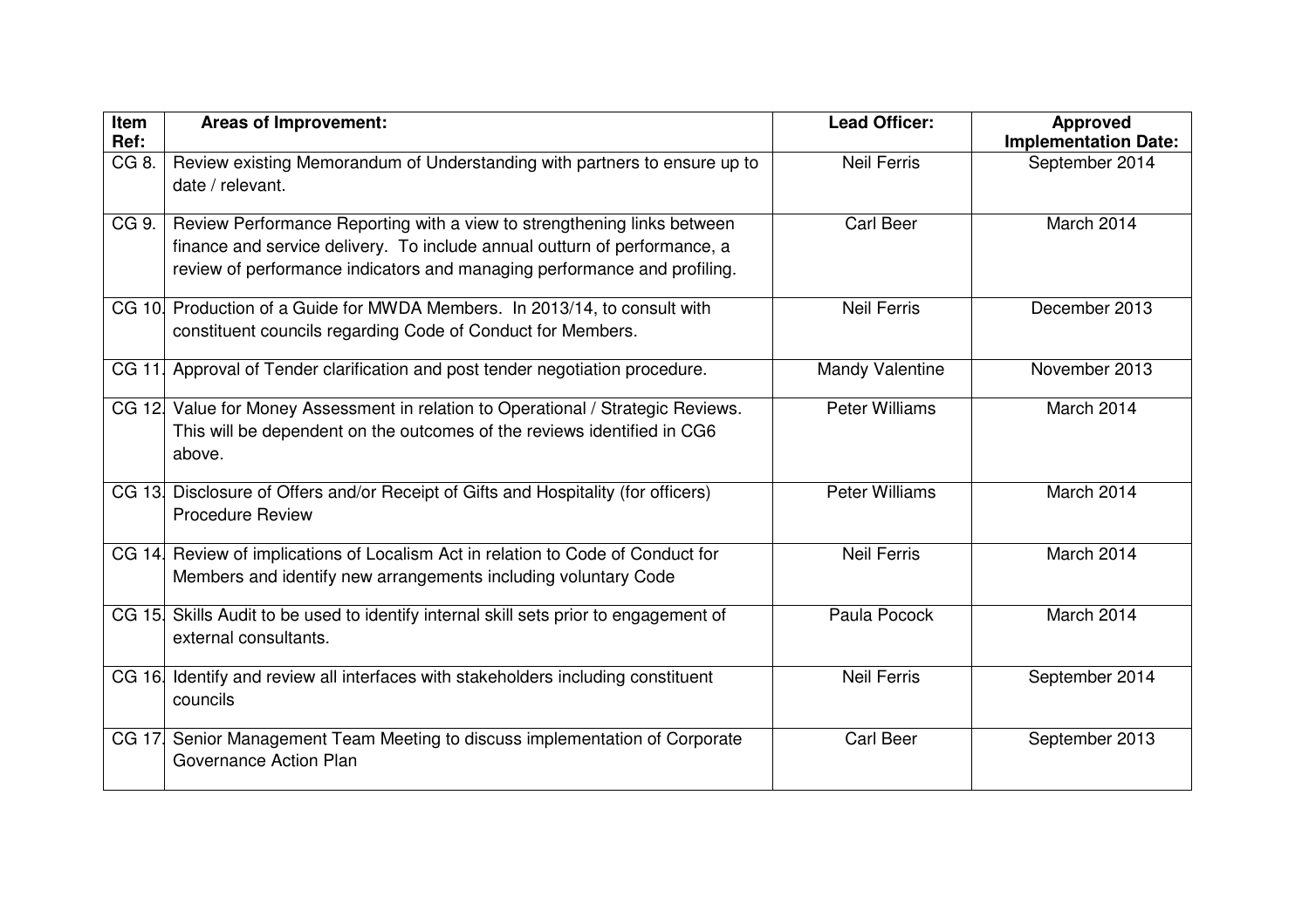| Item Ref: | Areas of Improvement: | Lead Officer: | Approved Implementation Date: |
|---|---|---|---|
| CG 8. | Review existing Memorandum of Understanding with partners to ensure up to date / relevant. | Neil Ferris | September 2014 |
| CG 9. | Review Performance Reporting with a view to strengthening links between finance and service delivery. To include annual outturn of performance, a review of performance indicators and managing performance and profiling. | Carl Beer | March 2014 |
| CG 10. | Production of a Guide for MWDA Members. In 2013/14, to consult with constituent councils regarding Code of Conduct for Members. | Neil Ferris | December 2013 |
| CG 11. | Approval of Tender clarification and post tender negotiation procedure. | Mandy Valentine | November 2013 |
| CG 12. | Value for Money Assessment in relation to Operational / Strategic Reviews. This will be dependent on the outcomes of the reviews identified in CG6 above. | Peter Williams | March 2014 |
| CG 13. | Disclosure of Offers and/or Receipt of Gifts and Hospitality (for officers) Procedure Review | Peter Williams | March 2014 |
| CG 14. | Review of implications of Localism Act in relation to Code of Conduct for Members and identify new arrangements including voluntary Code | Neil Ferris | March 2014 |
| CG 15. | Skills Audit to be used to identify internal skill sets prior to engagement of external consultants. | Paula Pocock | March 2014 |
| CG 16. | Identify and review all interfaces with stakeholders including constituent councils | Neil Ferris | September 2014 |
| CG 17. | Senior Management Team Meeting to discuss implementation of Corporate Governance Action Plan | Carl Beer | September 2013 |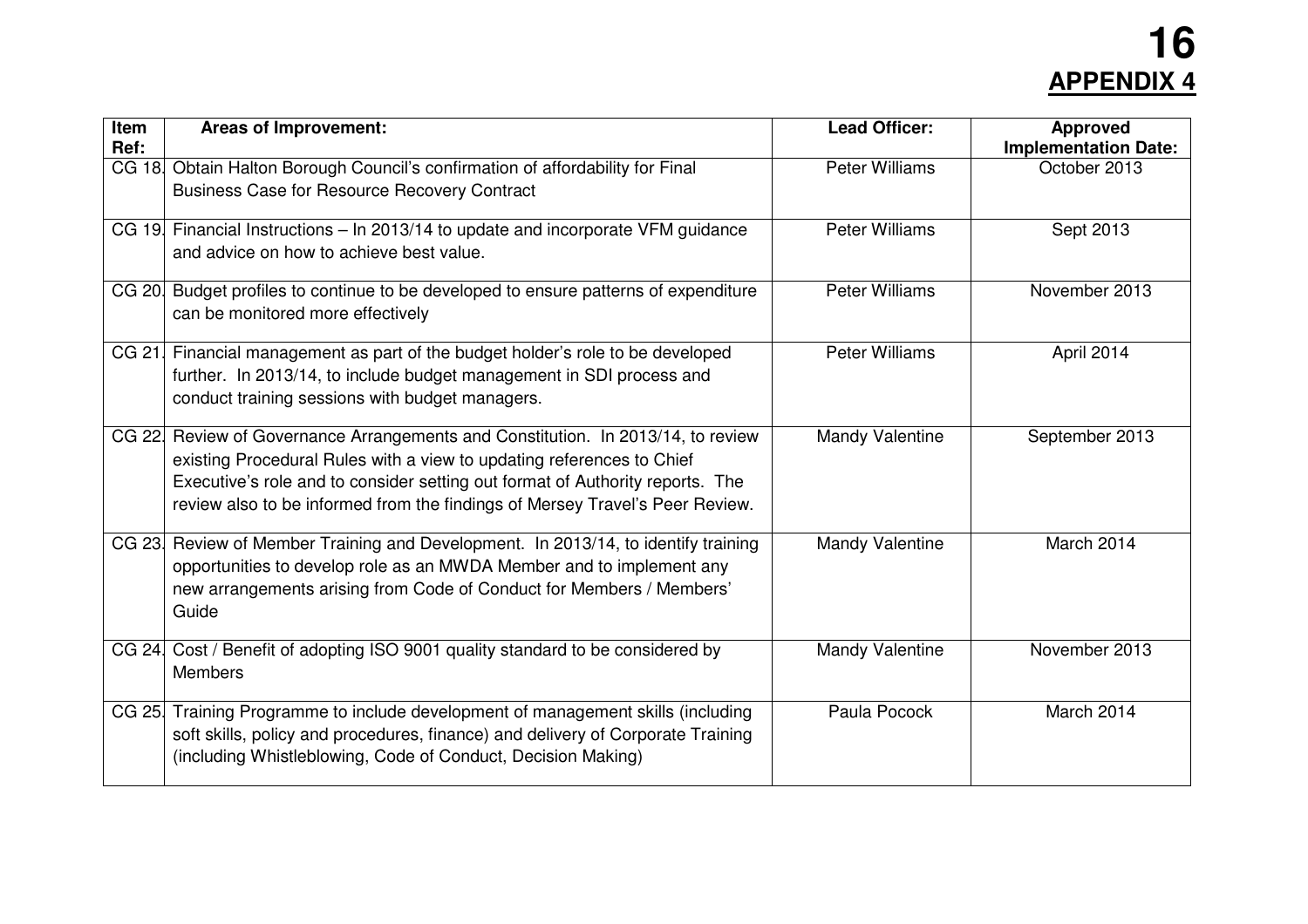**APPENDIX 4**

| Item Ref: | Areas of Improvement: | Lead Officer: | Approved Implementation Date: |
|---|---|---|---|
| CG 18. | Obtain Halton Borough Council's confirmation of affordability for Final Business Case for Resource Recovery Contract | Peter Williams | October 2013 |
| CG 19. | Financial Instructions – In 2013/14 to update and incorporate VFM guidance and advice on how to achieve best value. | Peter Williams | Sept 2013 |
| CG 20. | Budget profiles to continue to be developed to ensure patterns of expenditure can be monitored more effectively | Peter Williams | November 2013 |
| CG 21. | Financial management as part of the budget holder's role to be developed further. In 2013/14, to include budget management in SDI process and conduct training sessions with budget managers. | Peter Williams | April 2014 |
| CG 22. | Review of Governance Arrangements and Constitution. In 2013/14, to review existing Procedural Rules with a view to updating references to Chief Executive's role and to consider setting out format of Authority reports. The review also to be informed from the findings of Mersey Travel's Peer Review. | Mandy Valentine | September 2013 |
| CG 23. | Review of Member Training and Development. In 2013/14, to identify training opportunities to develop role as an MWDA Member and to implement any new arrangements arising from Code of Conduct for Members / Members' Guide | Mandy Valentine | March 2014 |
| CG 24. | Cost / Benefit of adopting ISO 9001 quality standard to be considered by Members | Mandy Valentine | November 2013 |
| CG 25. | Training Programme to include development of management skills (including soft skills, policy and procedures, finance) and delivery of Corporate Training (including Whistleblowing, Code of Conduct, Decision Making) | Paula Pocock | March 2014 |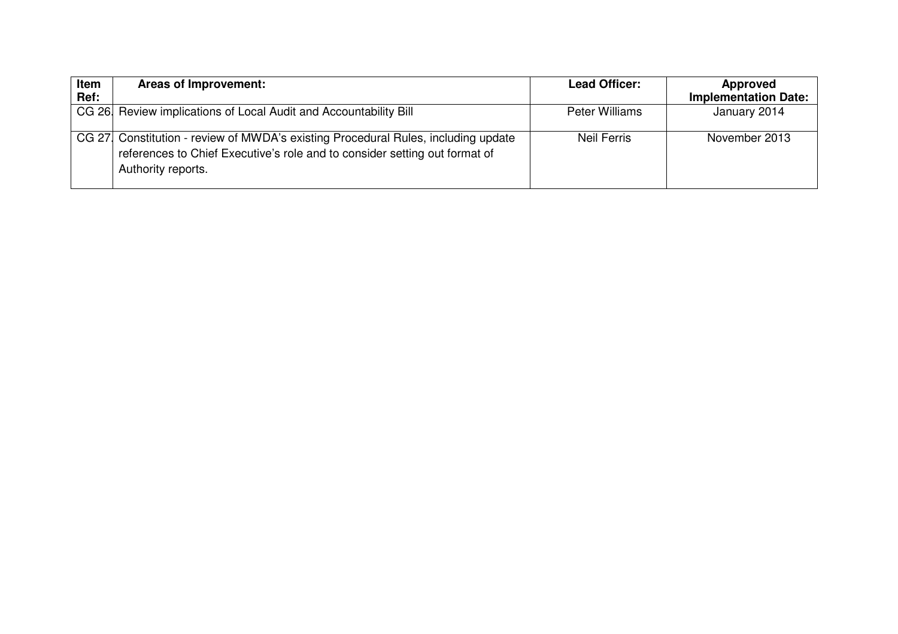| Item Ref: | Areas of Improvement: | Lead Officer: | Approved Implementation Date: |
|---|---|---|---|
| CG 26. | Review implications of Local Audit and Accountability Bill | Peter Williams | January 2014 |
| CG 27. | Constitution - review of MWDA's existing Procedural Rules, including update references to Chief Executive's role and to consider setting out format of Authority reports. | Neil Ferris | November 2013 |